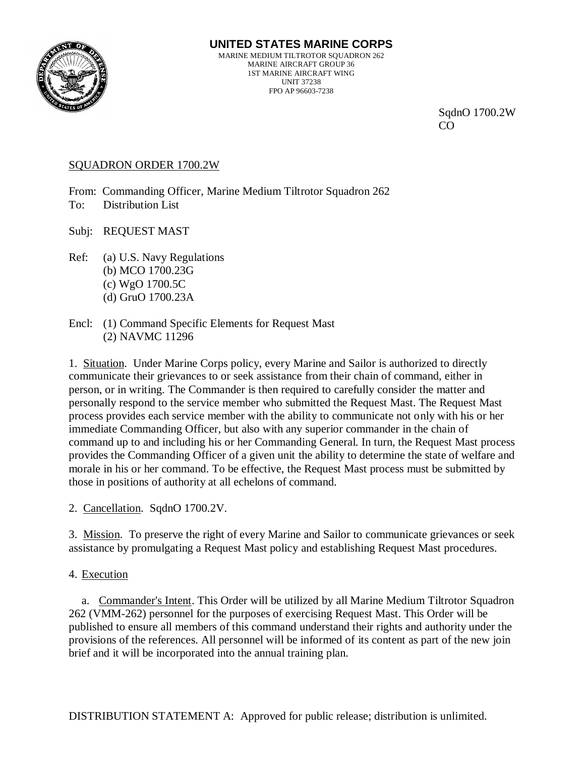**UNITED STATES MARINE CORPS**
MARINE MEDIUM TILTROTOR SQUADRON 262
MARINE AIRCRAFT GROUP 36
1ST MARINE AIRCRAFT WING
UNIT 37238
FPO AP 96603-7238

SqdnO 1700.2W
CO

SQUADRON ORDER 1700.2W

From: Commanding Officer, Marine Medium Tiltrotor Squadron 262
To: Distribution List

Subj: REQUEST MAST

Ref: (a) U.S. Navy Regulations
(b) MCO 1700.23G
(c) WgO 1700.5C
(d) GruO 1700.23A

Encl: (1) Command Specific Elements for Request Mast
(2) NAVMC 11296

1. Situation. Under Marine Corps policy, every Marine and Sailor is authorized to directly communicate their grievances to or seek assistance from their chain of command, either in person, or in writing. The Commander is then required to carefully consider the matter and personally respond to the service member who submitted the Request Mast. The Request Mast process provides each service member with the ability to communicate not only with his or her immediate Commanding Officer, but also with any superior commander in the chain of command up to and including his or her Commanding General. In turn, the Request Mast process provides the Commanding Officer of a given unit the ability to determine the state of welfare and morale in his or her command. To be effective, the Request Mast process must be submitted by those in positions of authority at all echelons of command.

2. Cancellation. SqdnO 1700.2V.

3. Mission. To preserve the right of every Marine and Sailor to communicate grievances or seek assistance by promulgating a Request Mast policy and establishing Request Mast procedures.

4. Execution

a. Commander's Intent. This Order will be utilized by all Marine Medium Tiltrotor Squadron 262 (VMM-262) personnel for the purposes of exercising Request Mast. This Order will be published to ensure all members of this command understand their rights and authority under the provisions of the references. All personnel will be informed of its content as part of the new join brief and it will be incorporated into the annual training plan.

DISTRIBUTION STATEMENT A: Approved for public release; distribution is unlimited.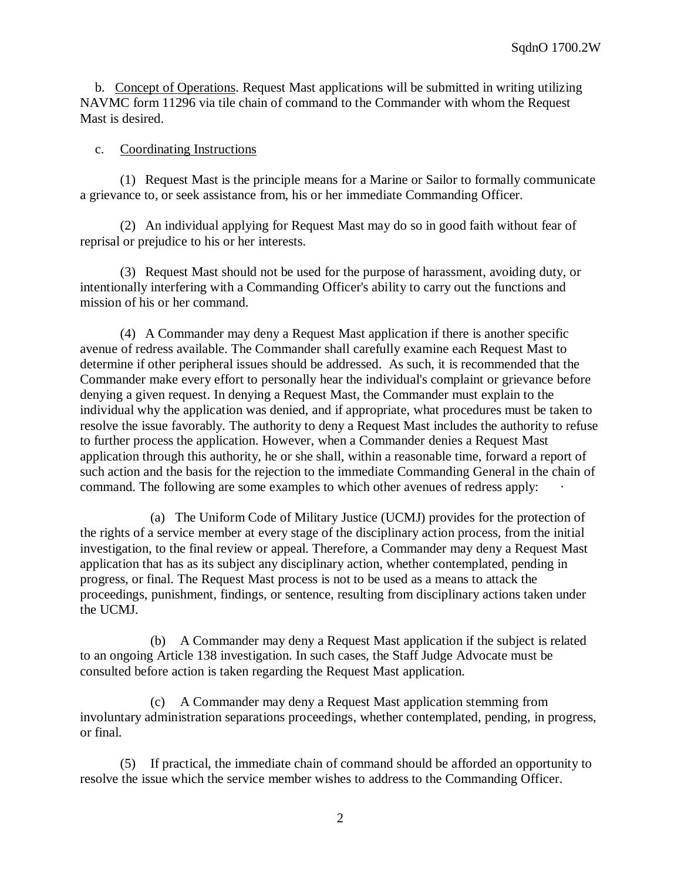b. Concept of Operations. Request Mast applications will be submitted in writing utilizing NAVMC form 11296 via tile chain of command to the Commander with whom the Request Mast is desired.

c. Coordinating Instructions

(1) Request Mast is the principle means for a Marine or Sailor to formally communicate a grievance to, or seek assistance from, his or her immediate Commanding Officer.

(2) An individual applying for Request Mast may do so in good faith without fear of reprisal or prejudice to his or her interests.

(3) Request Mast should not be used for the purpose of harassment, avoiding duty, or intentionally interfering with a Commanding Officer's ability to carry out the functions and mission of his or her command.

(4) A Commander may deny a Request Mast application if there is another specific avenue of redress available. The Commander shall carefully examine each Request Mast to determine if other peripheral issues should be addressed. As such, it is recommended that the Commander make every effort to personally hear the individual's complaint or grievance before denying a given request. In denying a Request Mast, the Commander must explain to the individual why the application was denied, and if appropriate, what procedures must be taken to resolve the issue favorably. The authority to deny a Request Mast includes the authority to refuse to further process the application. However, when a Commander denies a Request Mast application through this authority, he or she shall, within a reasonable time, forward a report of such action and the basis for the rejection to the immediate Commanding General in the chain of command. The following are some examples to which other avenues of redress apply:

(a) The Uniform Code of Military Justice (UCMJ) provides for the protection of the rights of a service member at every stage of the disciplinary action process, from the initial investigation, to the final review or appeal. Therefore, a Commander may deny a Request Mast application that has as its subject any disciplinary action, whether contemplated, pending in progress, or final. The Request Mast process is not to be used as a means to attack the proceedings, punishment, findings, or sentence, resulting from disciplinary actions taken under the UCMJ.

(b) A Commander may deny a Request Mast application if the subject is related to an ongoing Article 138 investigation. In such cases, the Staff Judge Advocate must be consulted before action is taken regarding the Request Mast application.

(c) A Commander may deny a Request Mast application stemming from involuntary administration separations proceedings, whether contemplated, pending, in progress, or final.

(5) If practical, the immediate chain of command should be afforded an opportunity to resolve the issue which the service member wishes to address to the Commanding Officer.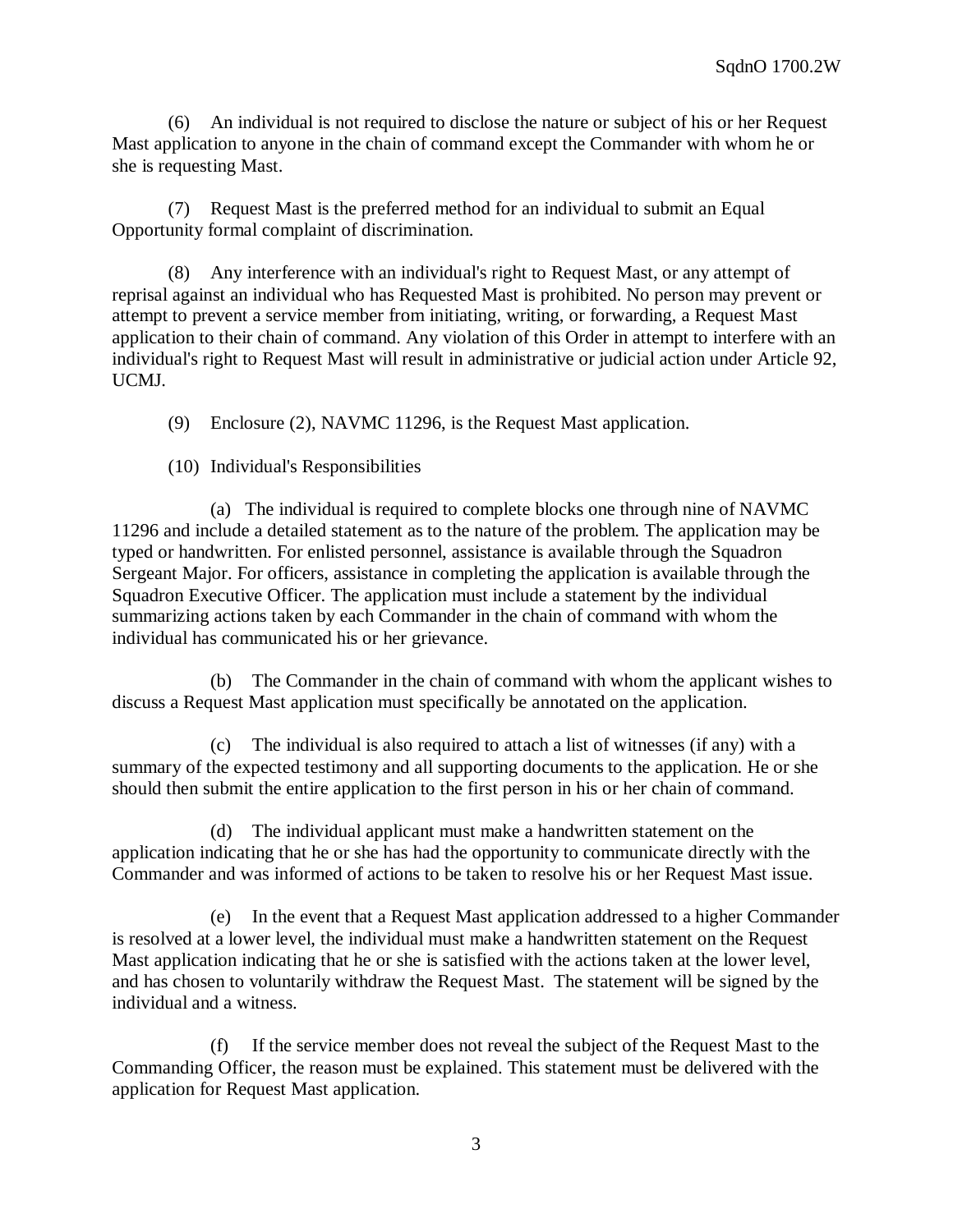(6) An individual is not required to disclose the nature or subject of his or her Request Mast application to anyone in the chain of command except the Commander with whom he or she is requesting Mast.

(7) Request Mast is the preferred method for an individual to submit an Equal Opportunity formal complaint of discrimination.

(8) Any interference with an individual's right to Request Mast, or any attempt of reprisal against an individual who has Requested Mast is prohibited. No person may prevent or attempt to prevent a service member from initiating, writing, or forwarding, a Request Mast application to their chain of command. Any violation of this Order in attempt to interfere with an individual's right to Request Mast will result in administrative or judicial action under Article 92, UCMJ.

(9) Enclosure (2), NAVMC 11296, is the Request Mast application.

(10) Individual's Responsibilities

(a) The individual is required to complete blocks one through nine of NAVMC 11296 and include a detailed statement as to the nature of the problem. The application may be typed or handwritten. For enlisted personnel, assistance is available through the Squadron Sergeant Major. For officers, assistance in completing the application is available through the Squadron Executive Officer. The application must include a statement by the individual summarizing actions taken by each Commander in the chain of command with whom the individual has communicated his or her grievance.

(b) The Commander in the chain of command with whom the applicant wishes to discuss a Request Mast application must specifically be annotated on the application.

(c) The individual is also required to attach a list of witnesses (if any) with a summary of the expected testimony and all supporting documents to the application. He or she should then submit the entire application to the first person in his or her chain of command.

(d) The individual applicant must make a handwritten statement on the application indicating that he or she has had the opportunity to communicate directly with the Commander and was informed of actions to be taken to resolve his or her Request Mast issue.

(e) In the event that a Request Mast application addressed to a higher Commander is resolved at a lower level, the individual must make a handwritten statement on the Request Mast application indicating that he or she is satisfied with the actions taken at the lower level, and has chosen to voluntarily withdraw the Request Mast. The statement will be signed by the individual and a witness.

(f) If the service member does not reveal the subject of the Request Mast to the Commanding Officer, the reason must be explained. This statement must be delivered with the application for Request Mast application.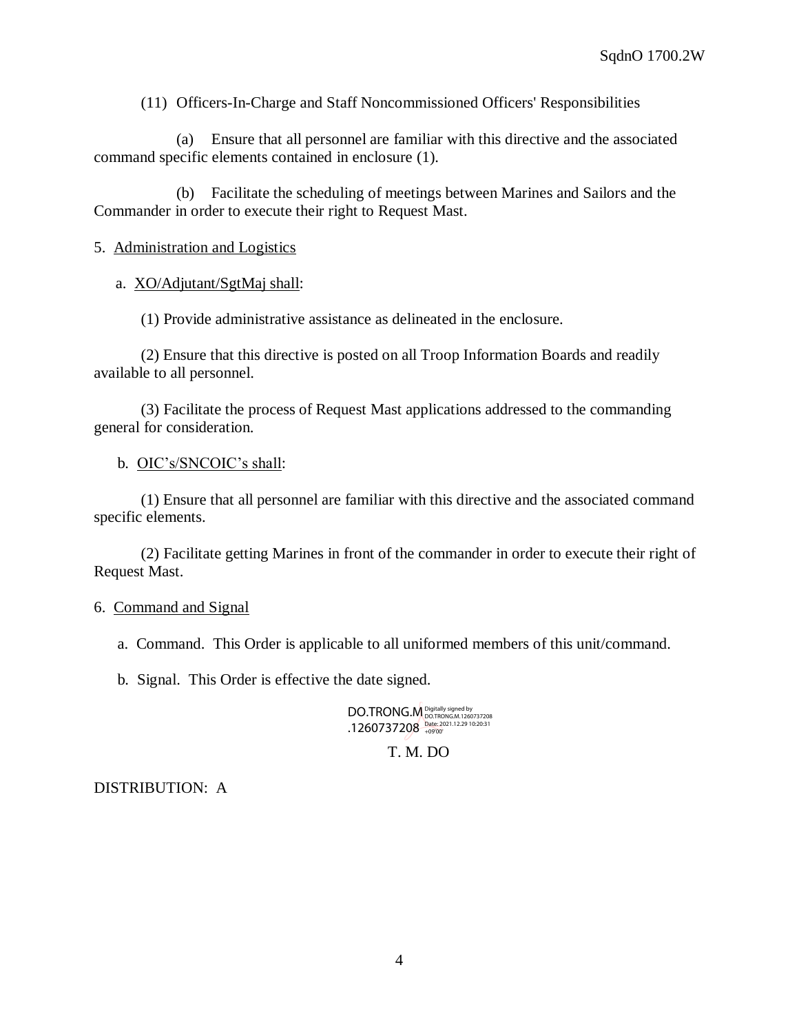(11) Officers-In-Charge and Staff Noncommissioned Officers' Responsibilities

(a) Ensure that all personnel are familiar with this directive and the associated command specific elements contained in enclosure (1).

(b) Facilitate the scheduling of meetings between Marines and Sailors and the Commander in order to execute their right to Request Mast.

5. <u>Administration and Logistics</u>

a. <u>XO/Adjutant/SgtMaj shall</u>:

(1) Provide administrative assistance as delineated in the enclosure.

(2) Ensure that this directive is posted on all Troop Information Boards and readily available to all personnel.

(3) Facilitate the process of Request Mast applications addressed to the commanding general for consideration.

b. <u>OIC's/SNCOIC's shall</u>:

(1) Ensure that all personnel are familiar with this directive and the associated command specific elements.

(2) Facilitate getting Marines in front of the commander in order to execute their right of Request Mast.

6. <u>Command and Signal</u>

a. Command. This Order is applicable to all uniformed members of this unit/command.

b. Signal. This Order is effective the date signed.

DO.TRONG.M.1260737208 Digitally signed by DO.TRONG.M.1260737208 Date: 2021.12.29 10:20:31 +09'00'

T. M. DO

DISTRIBUTION: A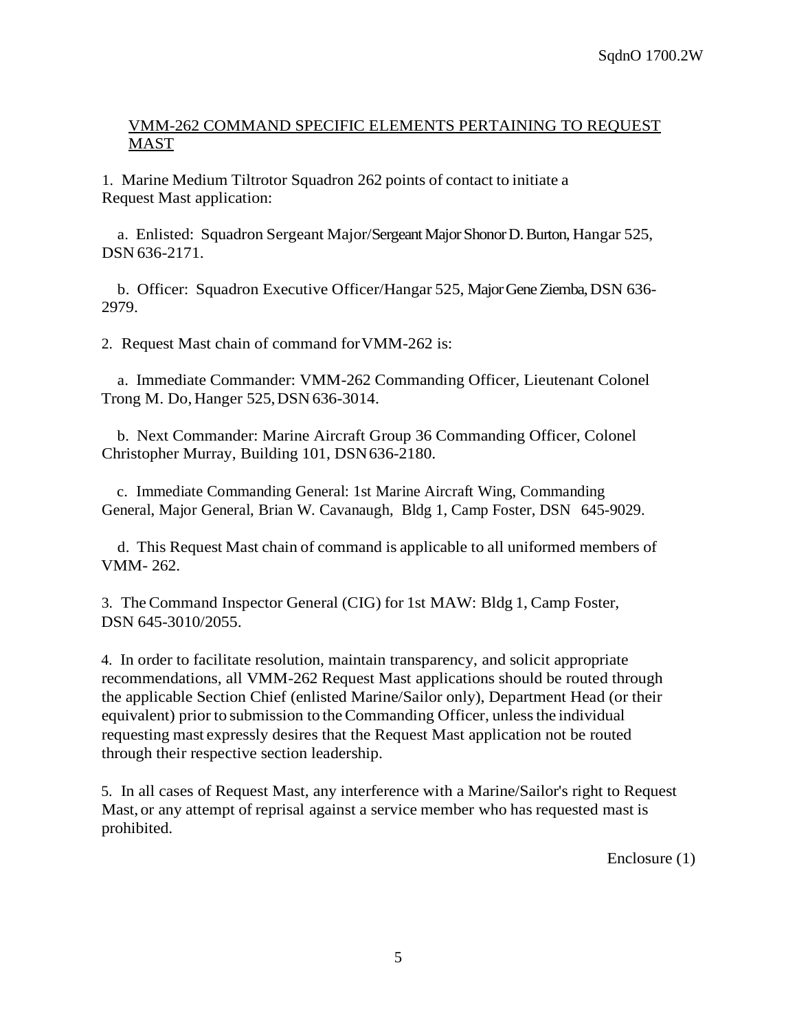## VMM-262 COMMAND SPECIFIC ELEMENTS PERTAINING TO REQUEST MAST

1. Marine Medium Tiltrotor Squadron 262 points of contact to initiate a Request Mast application:

   a. Enlisted: Squadron Sergeant Major/Sergeant Major Shonor D. Burton, Hangar 525, DSN 636-2171.

   b. Officer: Squadron Executive Officer/Hangar 525, Major Gene Ziemba, DSN 636-2979.

2. Request Mast chain of command for VMM-262 is:

   a. Immediate Commander: VMM-262 Commanding Officer, Lieutenant Colonel Trong M. Do, Hanger 525, DSN 636-3014.

   b. Next Commander: Marine Aircraft Group 36 Commanding Officer, Colonel Christopher Murray, Building 101, DSN 636-2180.

   c. Immediate Commanding General: 1st Marine Aircraft Wing, Commanding General, Major General, Brian W. Cavanaugh, Bldg 1, Camp Foster, DSN 645-9029.

   d. This Request Mast chain of command is applicable to all uniformed members of VMM- 262.

3. The Command Inspector General (CIG) for 1st MAW: Bldg 1, Camp Foster, DSN 645-3010/2055.

4. In order to facilitate resolution, maintain transparency, and solicit appropriate recommendations, all VMM-262 Request Mast applications should be routed through the applicable Section Chief (enlisted Marine/Sailor only), Department Head (or their equivalent) prior to submission to the Commanding Officer, unless the individual requesting mast expressly desires that the Request Mast application not be routed through their respective section leadership.

5. In all cases of Request Mast, any interference with a Marine/Sailor's right to Request Mast, or any attempt of reprisal against a service member who has requested mast is prohibited.

Enclosure (1)